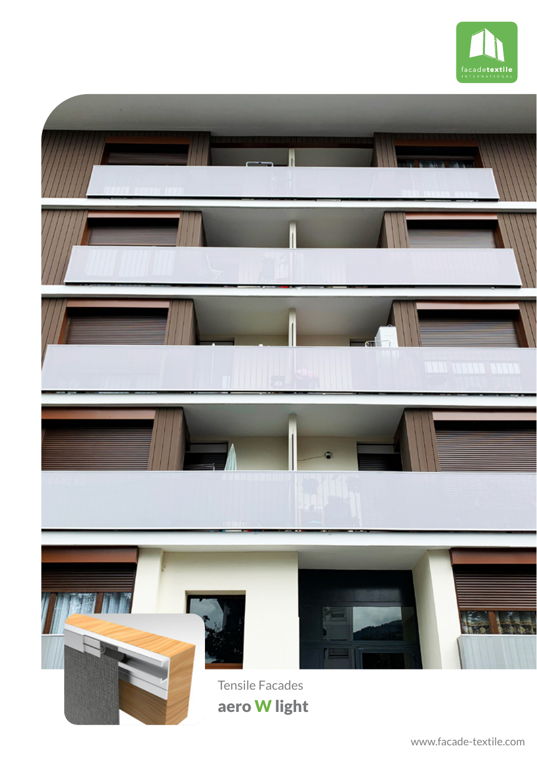Tensile Facades

# aero W light

www.facade-textile.com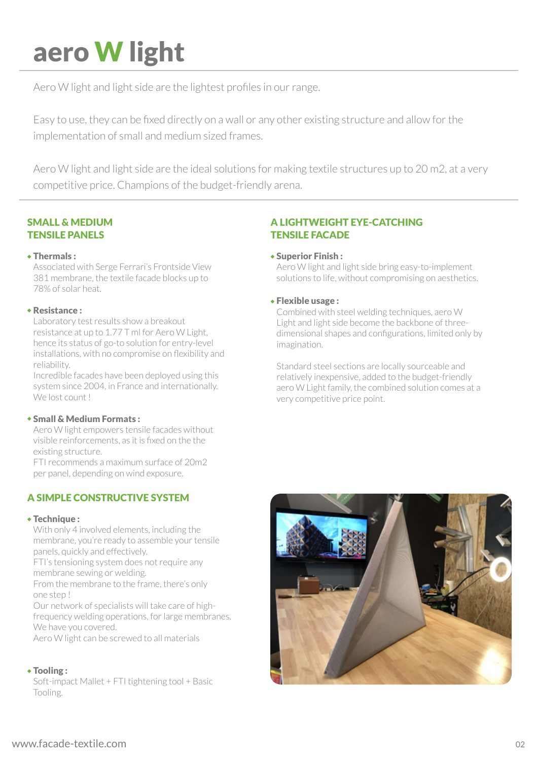# aero W light

Aero W light and light side are the lightest profiles in our range.

Easy to use, they can be fixed directly on a wall or any other existing structure and allow for the implementation of small and medium sized frames.

Aero W light and light side are the ideal solutions for making textile structures up to 20 m2, at a very competitive price. Champions of the budget-friendly arena.

## SMALL & MEDIUM TENSILE PANELS

- **Thermals :**
  Associated with Serge Ferrari's Frontside View 381 membrane, the textile facade blocks up to 78% of solar heat.

- **Resistance :**
  Laboratory test results show a breakout resistance at up to 1.77 T ml for Aero W Light, hence its status of go-to solution for entry-level installations, with no compromise on flexibility and reliability.
  Incredible facades have been deployed using this system since 2004, in France and internationally. We lost count !

- **Small & Medium Formats :**
  Aero W light empowers tensile facades without visible reinforcements, as it is fixed on the the existing structure.
  FTI recommends a maximum surface of 20m2 per panel, depending on wind exposure.

## A SIMPLE CONSTRUCTIVE SYSTEM

- **Technique :**
  With only 4 involved elements, including the membrane, you're ready to assemble your tensile panels, quickly and effectively.
  FTI's tensioning system does not require any membrane sewing or welding.
  From the membrane to the frame, there's only one step !
  Our network of specialists will take care of high-frequency welding operations, for large membranes. We have you covered.
  Aero W light can be screwed to all materials

- **Tooling :**
  Soft-impact Mallet + FTI tightening tool + Basic Tooling.

## A LIGHTWEIGHT EYE-CATCHING TENSILE FACADE

- **Superior Finish :**
  Aero W light and light side bring easy-to-implement solutions to life, without compromising on aesthetics.

- **Flexible usage :**
  Combined with steel welding techniques, aero W Light and light side become the backbone of three-dimensional shapes and configurations, limited only by imagination.

  Standard steel sections are locally sourceable and relatively inexpensive, added to the budget-friendly aero W Light family, the combined solution comes at a very competitive price point.

www.facade-textile.com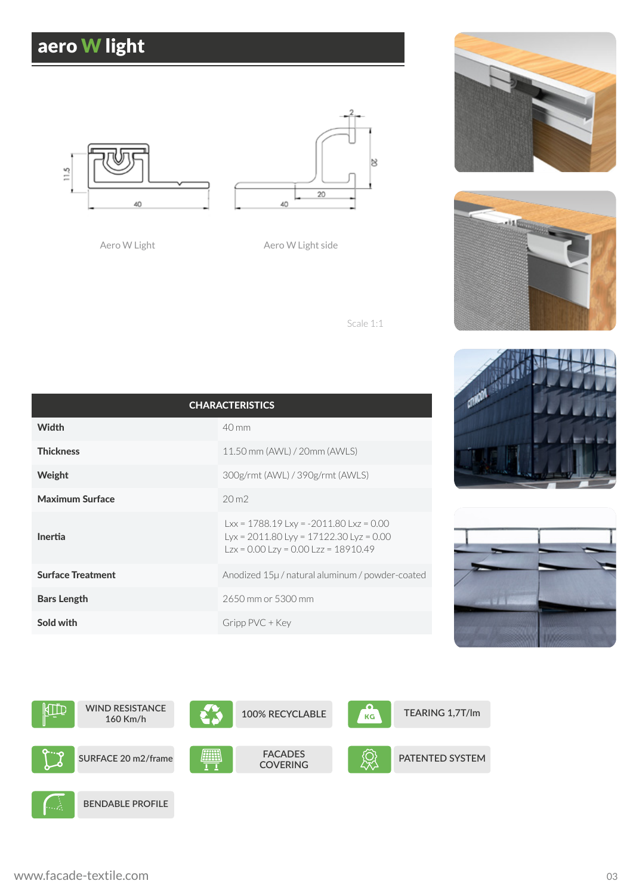# aero W light

Aero W Light

Aero W Light side

Scale 1:1

| CHARACTERISTICS | |
|---|---|
| **Width** | 40 mm |
| **Thickness** | 11.50 mm (AWL) / 20mm (AWLS) |
| **Weight** | 300g/rmt (AWL) / 390g/rmt (AWLS) |
| **Maximum Surface** | 20 m2 |
| **Inertia** | Lxx = 1788.19 Lxy = -2011.80 Lxz = 0.00<br>Lyx = 2011.80 Lyy = 17122.30 Lyz = 0.00<br>Lzx = 0.00 Lzy = 0.00 Lzz = 18910.49 |
| **Surface Treatment** | Anodized 15μ / natural aluminum / powder-coated |
| **Bars Length** | 2650 mm or 5300 mm |
| **Sold with** | Gripp PVC + Key |

- WIND RESISTANCE 160 Km/h
- 100% RECYCLABLE
- TEARING 1,7T/lm
- SURFACE 20 m2/frame
- FACADES COVERING
- PATENTED SYSTEM
- BENDABLE PROFILE

www.facade-textile.com